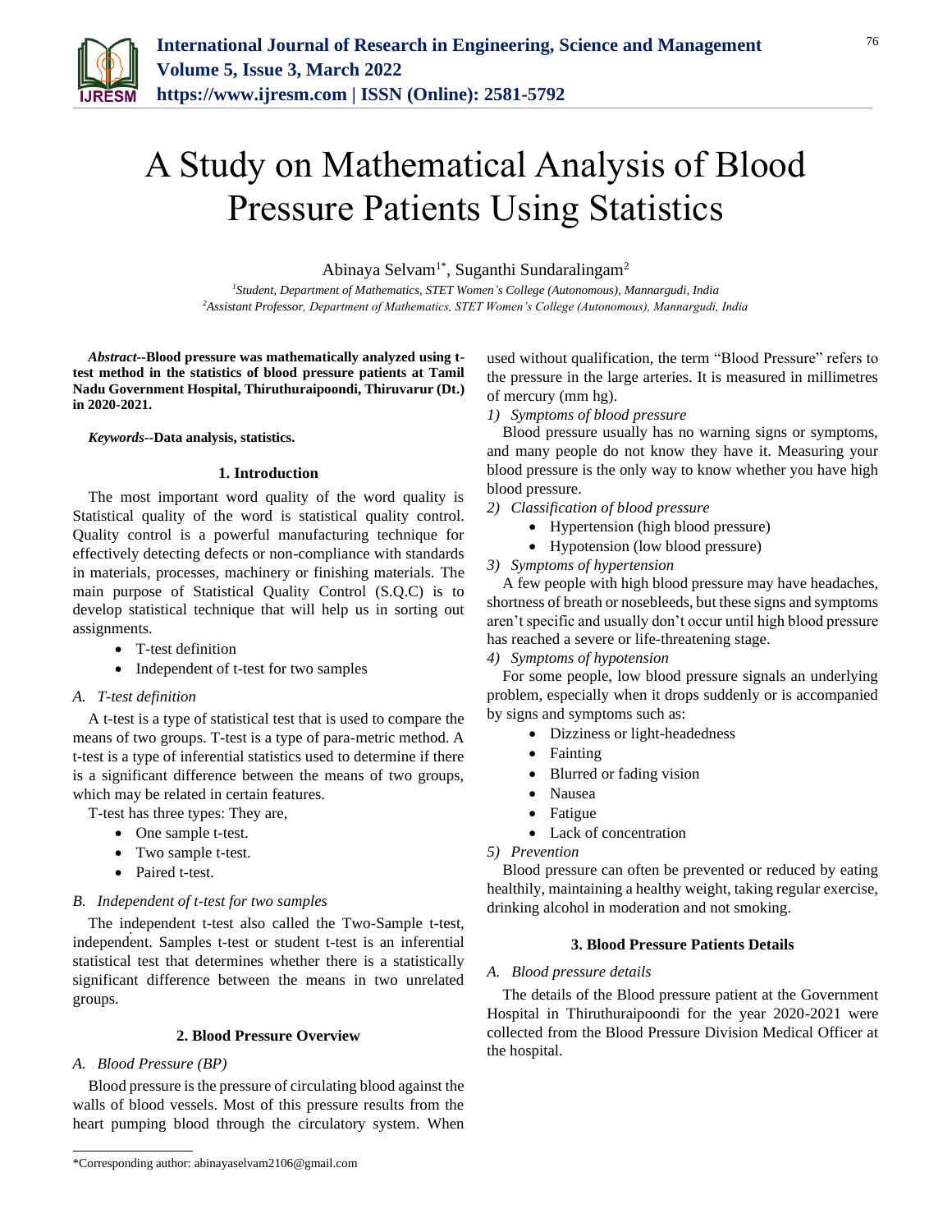# A Study on Mathematical Analysis of Blood Pressure Patients Using Statistics

Abinaya Selvam[1*], Suganthi Sundaralingam[2]

[1]*Student, Department of Mathematics, STET Women's College (Autonomous), Mannargudi, India*
[2]*Assistant Professor, Department of Mathematics, STET Women's College (Autonomous), Mannargudi, India*

***Abstract*--Blood pressure was mathematically analyzed using t-test method in the statistics of blood pressure patients at Tamil Nadu Government Hospital, Thiruthuraipoondi, Thiruvarur (Dt.) in 2020-2021.**

***Keywords*--Data analysis, statistics.**

## 1. Introduction

The most important word quality of the word quality is Statistical quality of the word is statistical quality control. Quality control is a powerful manufacturing technique for effectively detecting defects or non-compliance with standards in materials, processes, machinery or finishing materials. The main purpose of Statistical Quality Control (S.Q.C) is to develop statistical technique that will help us in sorting out assignments.

- T-test definition
- Independent of t-test for two samples

### A. T-test definition

A t-test is a type of statistical test that is used to compare the means of two groups. T-test is a type of para-metric method. A t-test is a type of inferential statistics used to determine if there is a significant difference between the means of two groups, which may be related in certain features.

T-test has three types: They are,

- One sample t-test.
- Two sample t-test.
- Paired t-test.

### B. Independent of t-test for two samples

The independent t-test also called the Two-Sample t-test, independent. Samples t-test or student t-test is an inferential statistical test that determines whether there is a statistically significant difference between the means in two unrelated groups.

## 2. Blood Pressure Overview

### A. Blood Pressure (BP)

Blood pressure is the pressure of circulating blood against the walls of blood vessels. Most of this pressure results from the heart pumping blood through the circulatory system. When used without qualification, the term "Blood Pressure" refers to the pressure in the large arteries. It is measured in millimetres of mercury (mm hg).

*1) Symptoms of blood pressure*

Blood pressure usually has no warning signs or symptoms, and many people do not know they have it. Measuring your blood pressure is the only way to know whether you have high blood pressure.

*2) Classification of blood pressure*

- Hypertension (high blood pressure)
- Hypotension (low blood pressure)

*3) Symptoms of hypertension*

A few people with high blood pressure may have headaches, shortness of breath or nosebleeds, but these signs and symptoms aren't specific and usually don't occur until high blood pressure has reached a severe or life-threatening stage.

*4) Symptoms of hypotension*

For some people, low blood pressure signals an underlying problem, especially when it drops suddenly or is accompanied by signs and symptoms such as:

- Dizziness or light-headedness
- Fainting
- Blurred or fading vision
- Nausea
- Fatigue
- Lack of concentration

*5) Prevention*

Blood pressure can often be prevented or reduced by eating healthily, maintaining a healthy weight, taking regular exercise, drinking alcohol in moderation and not smoking.

## 3. Blood Pressure Patients Details

### A. Blood pressure details

The details of the Blood pressure patient at the Government Hospital in Thiruthuraipoondi for the year 2020-2021 were collected from the Blood Pressure Division Medical Officer at the hospital.

*Corresponding author: abinayaselvam2106@gmail.com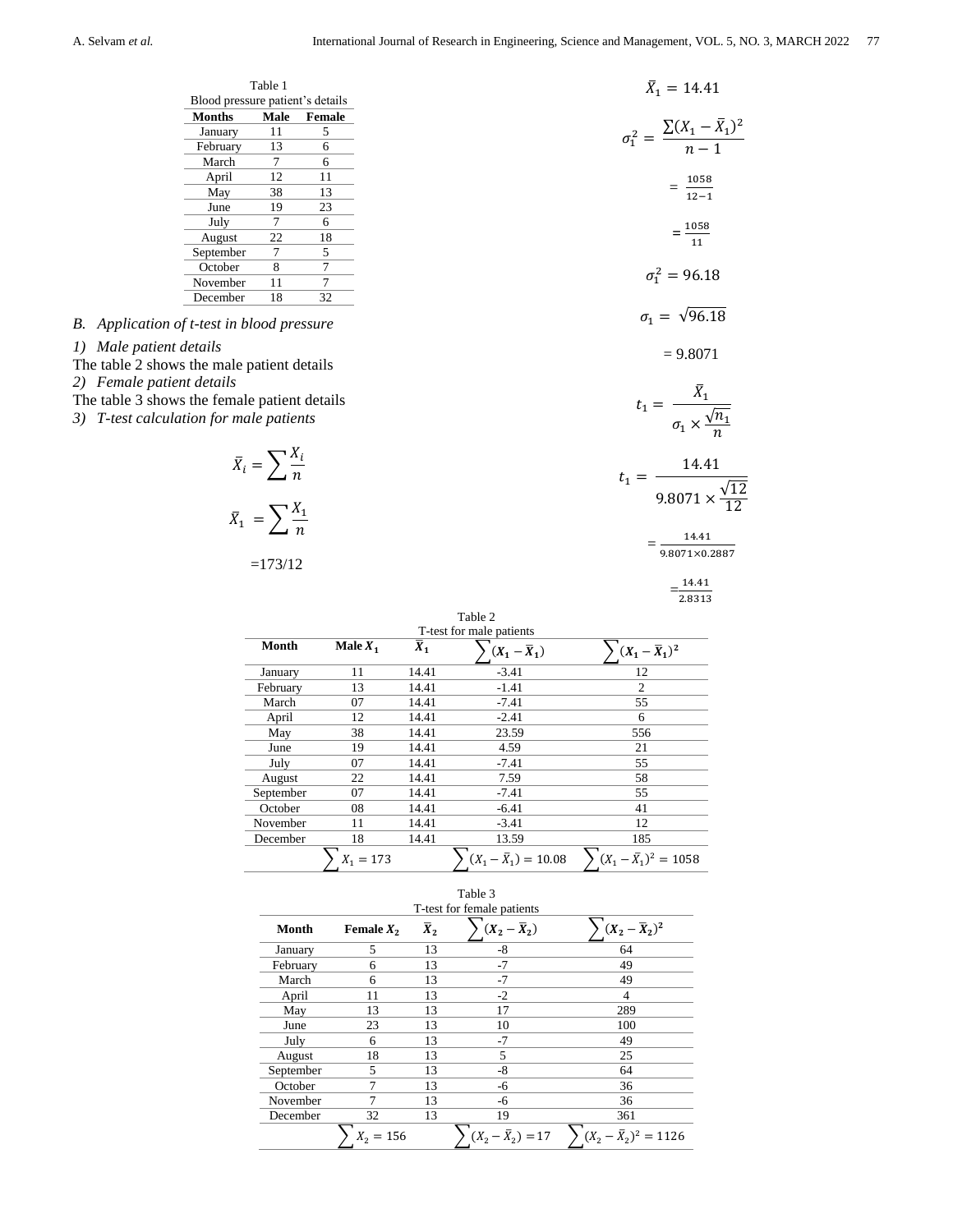Table 1
Blood pressure patient's details

| Months | Male | Female |
|---|---|---|
| January | 11 | 5 |
| February | 13 | 6 |
| March | 7 | 6 |
| April | 12 | 11 |
| May | 38 | 13 |
| June | 19 | 23 |
| July | 7 | 6 |
| August | 22 | 18 |
| September | 7 | 5 |
| October | 8 | 7 |
| November | 11 | 7 |
| December | 18 | 32 |

### *B. Application of t-test in blood pressure*

#### *1) Male patient details*

The table 2 shows the male patient details

#### *2) Female patient details*

The table 3 shows the female patient details

#### *3) T-test calculation for male patients*

$$\bar{X}_i = \sum \frac{X_i}{n}$$

$$\bar{X}_1 = \sum \frac{X_1}{n}$$

$$=173/12$$

$$\bar{X}_1 = 14.41$$

$$\sigma_1^2 = \frac{\sum (X_1 - \bar{X}_1)^2}{n-1}$$

$$= \frac{1058}{12-1}$$

$$= \frac{1058}{11}$$

$$\sigma_1^2 = 96.18$$

$$\sigma_1 = \sqrt{96.18}$$

$$= 9.8071$$

$$t_1 = \frac{\bar{X}_1}{\sigma_1 \times \frac{\sqrt{n_1}}{n}}$$

$$t_1 = \frac{14.41}{9.8071 \times \frac{\sqrt{12}}{12}}$$

$$= \frac{14.41}{9.8071 \times 0.2887}$$

$$= \frac{14.41}{2.8313}$$

Table 2
T-test for male patients

| Month | Male $X_1$ | $\bar{X}_1$ | $\sum (X_1 - \bar{X}_1)$ | $\sum (X_1 - \bar{X}_1)^2$ |
|---|---|---|---|---|
| January | 11 | 14.41 | -3.41 | 12 |
| February | 13 | 14.41 | -1.41 | 2 |
| March | 07 | 14.41 | -7.41 | 55 |
| April | 12 | 14.41 | -2.41 | 6 |
| May | 38 | 14.41 | 23.59 | 556 |
| June | 19 | 14.41 | 4.59 | 21 |
| July | 07 | 14.41 | -7.41 | 55 |
| August | 22 | 14.41 | 7.59 | 58 |
| September | 07 | 14.41 | -7.41 | 55 |
| October | 08 | 14.41 | -6.41 | 41 |
| November | 11 | 14.41 | -3.41 | 12 |
| December | 18 | 14.41 | 13.59 | 185 |
| | $\sum X_1 = 173$ | | $\sum (X_1 - \bar{X}_1) = 10.08$ | $\sum (X_1 - \bar{X}_1)^2 = 1058$ |

Table 3
T-test for female patients

| Month | Female $X_2$ | $\bar{X}_2$ | $\sum (X_2 - \bar{X}_2)$ | $\sum (X_2 - \bar{X}_2)^2$ |
|---|---|---|---|---|
| January | 5 | 13 | -8 | 64 |
| February | 6 | 13 | -7 | 49 |
| March | 6 | 13 | -7 | 49 |
| April | 11 | 13 | -2 | 4 |
| May | 13 | 13 | 17 | 289 |
| June | 23 | 13 | 10 | 100 |
| July | 6 | 13 | -7 | 49 |
| August | 18 | 13 | 5 | 25 |
| September | 5 | 13 | -8 | 64 |
| October | 7 | 13 | -6 | 36 |
| November | 7 | 13 | -6 | 36 |
| December | 32 | 13 | 19 | 361 |
| | $\sum X_2 = 156$ | | $\sum (X_2 - \bar{X}_2) = 17$ | $\sum (X_2 - \bar{X}_2)^2 = 1126$ |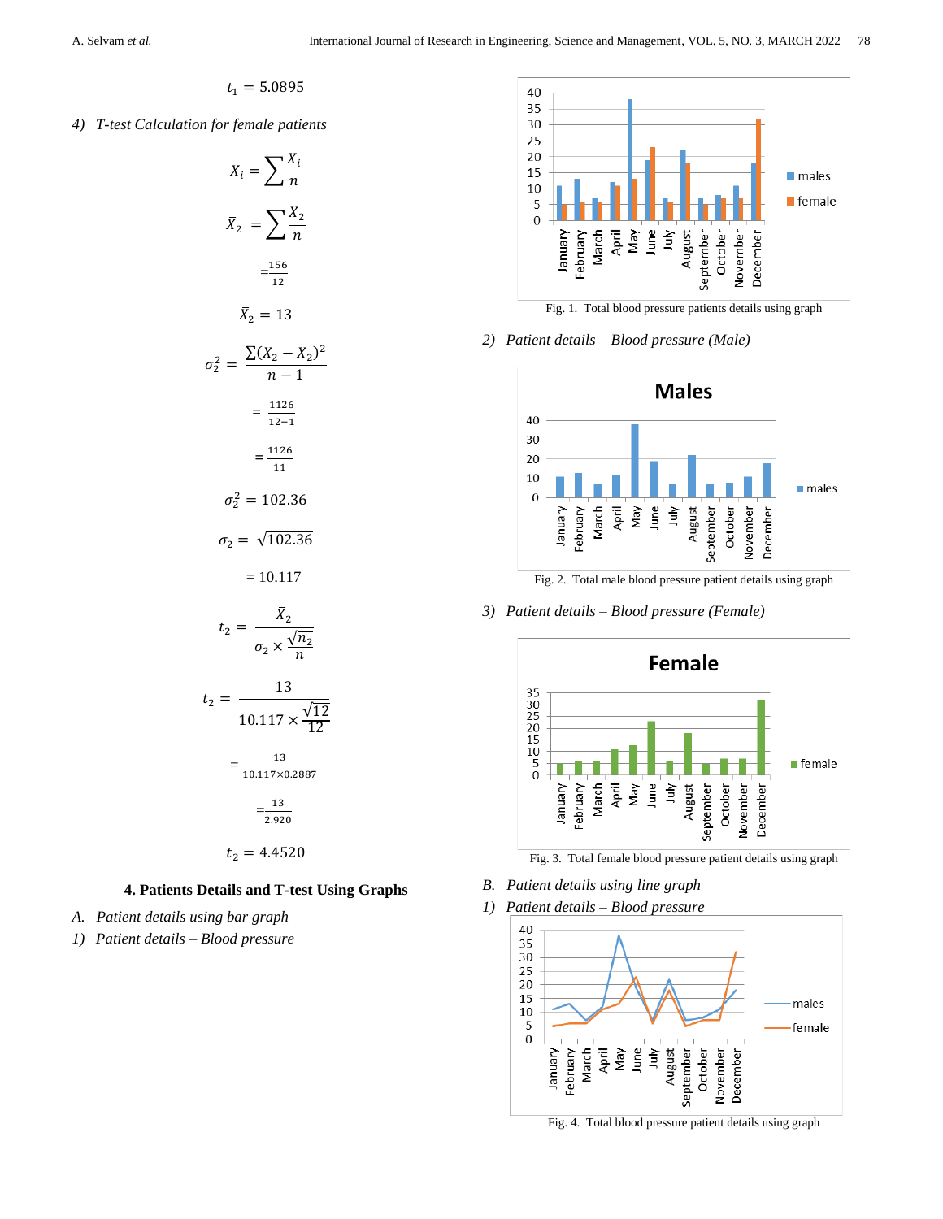$$t_1 = 5.0895$$

*4) T-test Calculation for female patients*

$$\bar{X}_i = \sum \frac{X_i}{n}$$

$$\bar{X}_2 = \sum \frac{X_2}{n}$$

$$= \frac{156}{12}$$

$$\bar{X}_2 = 13$$

$$\sigma_2^2 = \frac{\sum (X_2 - \bar{X}_2)^2}{n-1}$$

$$= \frac{1126}{12-1}$$

$$= \frac{1126}{11}$$

$$\sigma_2^2 = 102.36$$

$$\sigma_2 = \sqrt{102.36}$$

$$= 10.117$$

$$t_2 = \frac{\bar{X}_2}{\sigma_2 \times \frac{\sqrt{n_2}}{n}}$$

$$t_2 = \frac{13}{10.117 \times \frac{\sqrt{12}}{12}}$$

$$= \frac{13}{10.117 \times 0.2887}$$

$$= \frac{13}{2.920}$$

$$t_2 = 4.4520$$

## 4. Patients Details and T-test Using Graphs

*A. Patient details using bar graph*

*1) Patient details – Blood pressure*

Fig. 1. Total blood pressure patients details using graph

*2) Patient details – Blood pressure (Male)*

Fig. 2. Total male blood pressure patient details using graph

*3) Patient details – Blood pressure (Female)*

Fig. 3. Total female blood pressure patient details using graph

*B. Patient details using line graph*

*1) Patient details – Blood pressure*

Fig. 4. Total blood pressure patient details using graph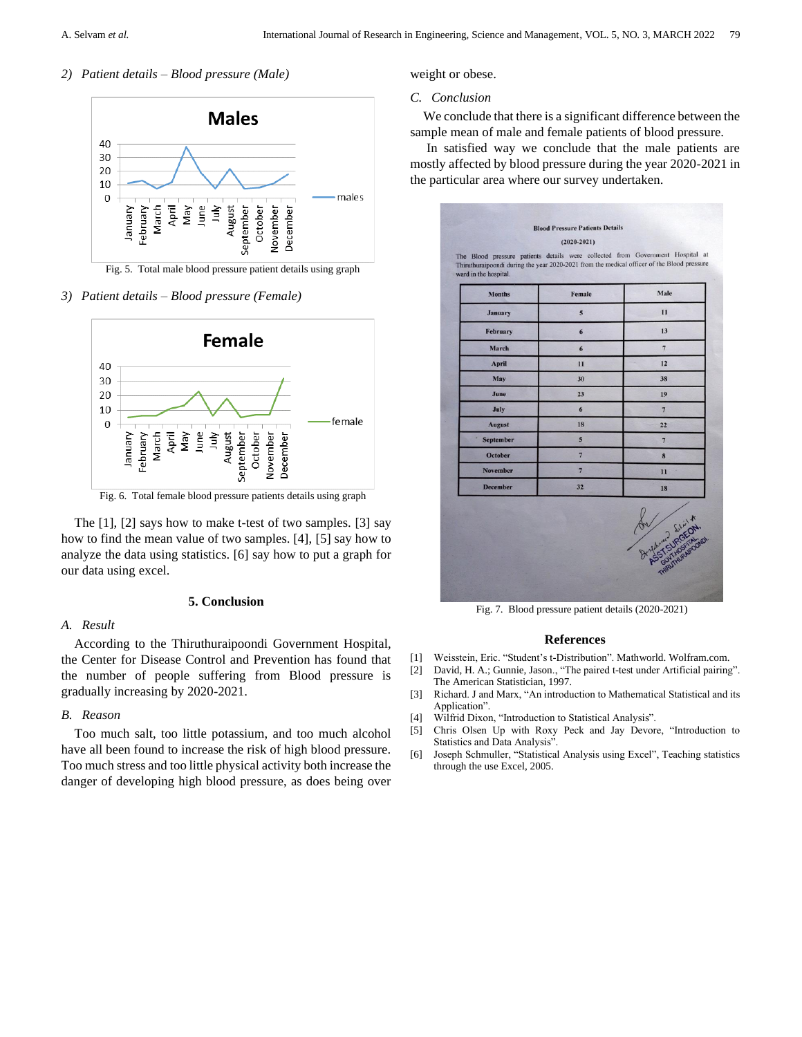*2) Patient details – Blood pressure (Male)*

Males

40
30
20
10
0

January February March April May June July August September October November December

males

Fig. 5. Total male blood pressure patient details using graph

*3) Patient details – Blood pressure (Female)*

Female

40
30
20
10
0

January February March April May June July August September October November December

female

Fig. 6. Total female blood pressure patients details using graph

The [1], [2] says how to make t-test of two samples. [3] say how to find the mean value of two samples. [4], [5] say how to analyze the data using statistics. [6] say how to put a graph for our data using excel.

## 5. Conclusion

### *A. Result*

According to the Thiruthuraipoondi Government Hospital, the Center for Disease Control and Prevention has found that the number of people suffering from Blood pressure is gradually increasing by 2020-2021.

### *B. Reason*

Too much salt, too little potassium, and too much alcohol have all been found to increase the risk of high blood pressure. Too much stress and too little physical activity both increase the danger of developing high blood pressure, as does being over weight or obese.

### *C. Conclusion*

We conclude that there is a significant difference between the sample mean of male and female patients of blood pressure.

In satisfied way we conclude that the male patients are mostly affected by blood pressure during the year 2020-2021 in the particular area where our survey undertaken.

**Blood Pressure Patients Details**

**(2020-2021)**

The Blood pressure patients details were collected from Government Hospital at Thiruthuraipoondi during the year 2020-2021 from the medical officer of the Blood pressure ward in the hospital.

| Months | Female | Male |
|---|---|---|
| January | 5 | 11 |
| February | 6 | 13 |
| March | 6 | 7 |
| April | 11 | 12 |
| May | 30 | 38 |
| June | 23 | 19 |
| July | 6 | 7 |
| August | 18 | 22 |
| September | 5 | 7 |
| October | 7 | 8 |
| November | 7 | 11 |
| December | 32 | 18 |

ASST.SURGEON,
GOVT.HOSPITAL,
THIRUTHURAIPOONDI.

Fig. 7. Blood pressure patient details (2020-2021)

## References

[1] Weisstein, Eric. "Student's t-Distribution". Mathworld. Wolfram.com.

[2] David, H. A.; Gunnie, Jason., "The paired t-test under Artificial pairing". The American Statistician, 1997.

[3] Richard. J and Marx, "An introduction to Mathematical Statistical and its Application".

[4] Wilfrid Dixon, "Introduction to Statistical Analysis".

[5] Chris Olsen Up with Roxy Peck and Jay Devore, "Introduction to Statistics and Data Analysis".

[6] Joseph Schmuller, "Statistical Analysis using Excel", Teaching statistics through the use Excel, 2005.